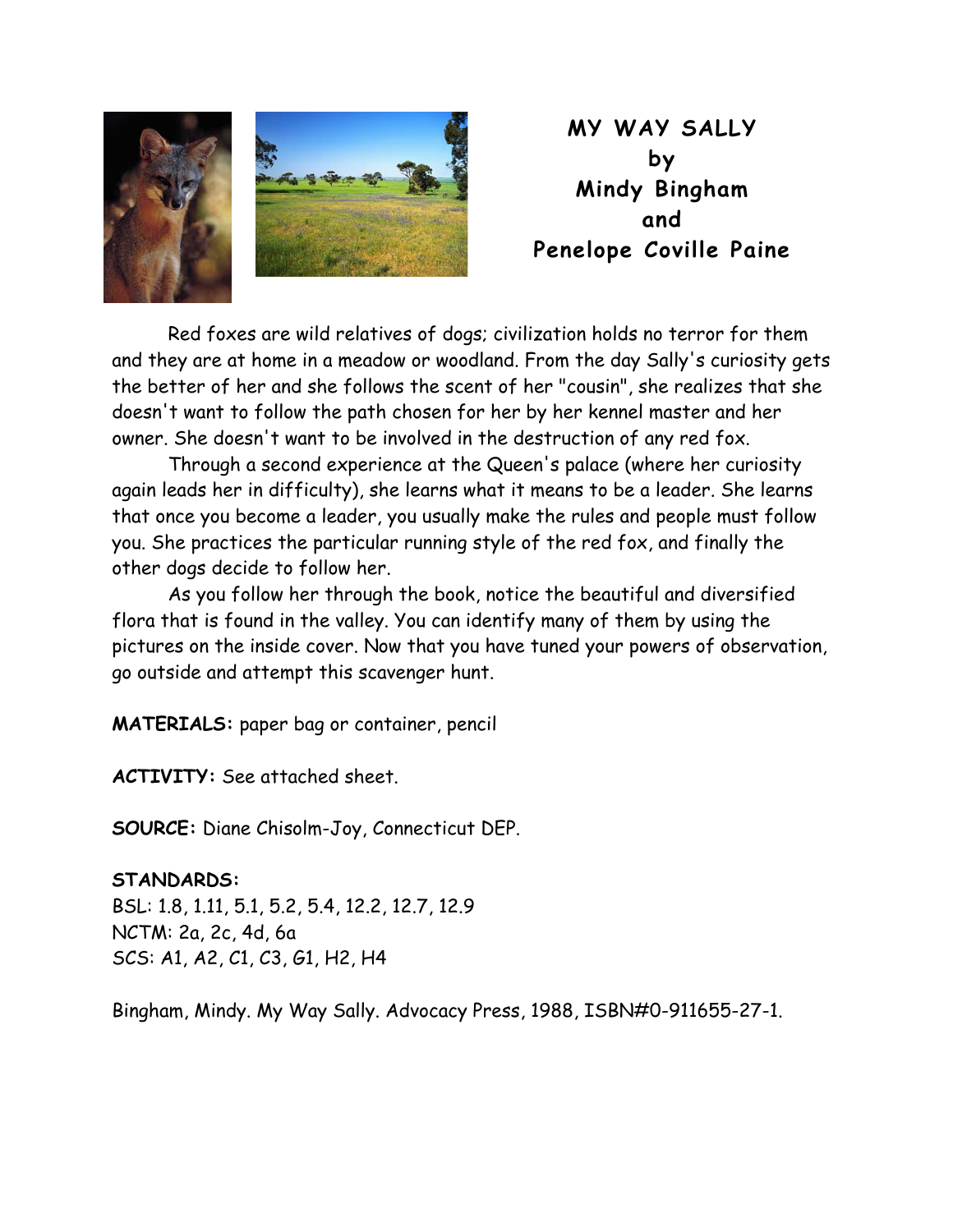# MY WAY SALLY
## by
## Mindy Bingham
## and
## Penelope Coville Paine

Red foxes are wild relatives of dogs; civilization holds no terror for them and they are at home in a meadow or woodland. From the day Sally's curiosity gets the better of her and she follows the scent of her "cousin", she realizes that she doesn't want to follow the path chosen for her by her kennel master and her owner. She doesn't want to be involved in the destruction of any red fox.

Through a second experience at the Queen's palace (where her curiosity again leads her in difficulty), she learns what it means to be a leader. She learns that once you become a leader, you usually make the rules and people must follow you. She practices the particular running style of the red fox, and finally the other dogs decide to follow her.

As you follow her through the book, notice the beautiful and diversified flora that is found in the valley. You can identify many of them by using the pictures on the inside cover. Now that you have tuned your powers of observation, go outside and attempt this scavenger hunt.

**MATERIALS:** paper bag or container, pencil

**ACTIVITY:** See attached sheet.

**SOURCE:** Diane Chisolm-Joy, Connecticut DEP.

**STANDARDS:**
BSL: 1.8, 1.11, 5.1, 5.2, 5.4, 12.2, 12.7, 12.9
NCTM: 2a, 2c, 4d, 6a
SCS: A1, A2, C1, C3, G1, H2, H4

Bingham, Mindy. My Way Sally. Advocacy Press, 1988, ISBN#0-911655-27-1.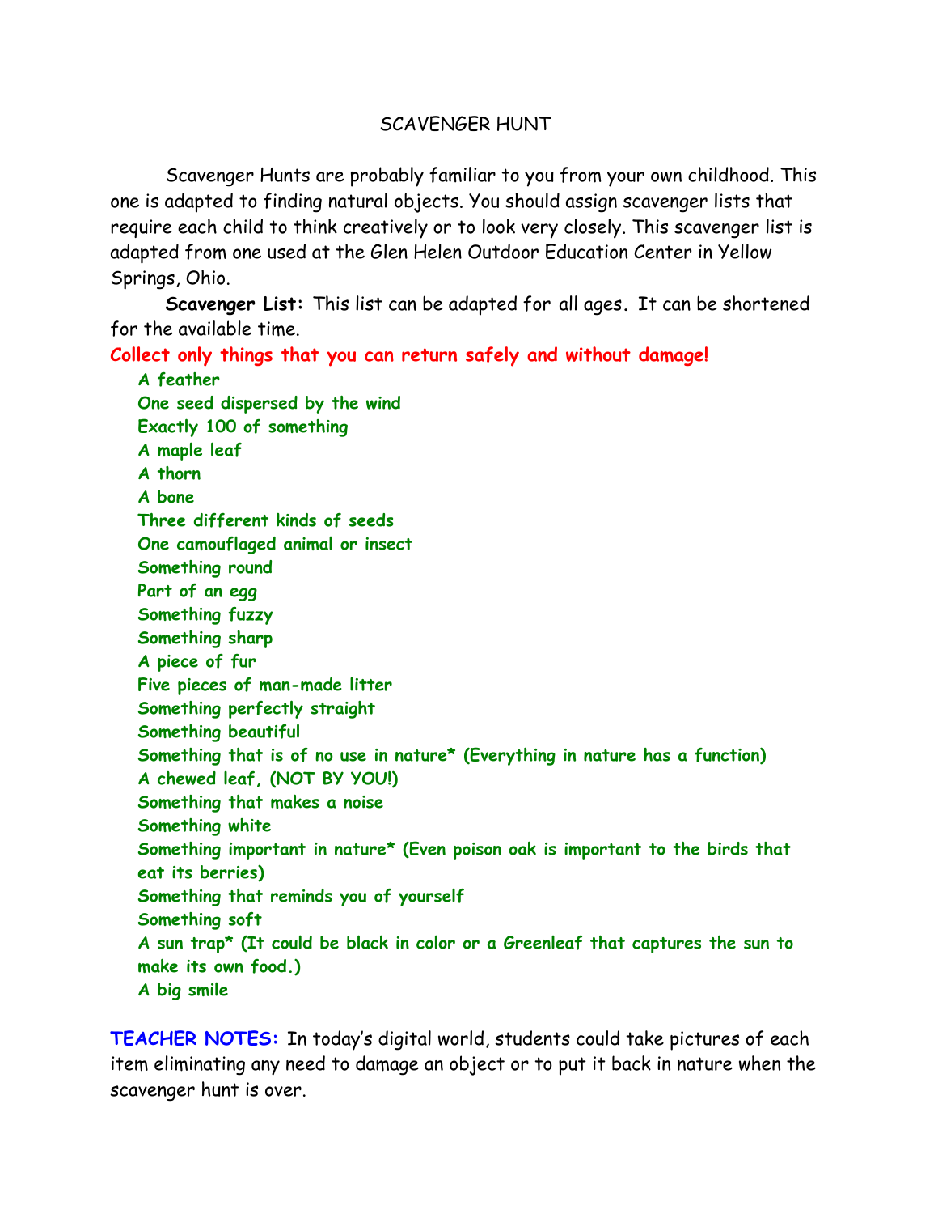# SCAVENGER HUNT

Scavenger Hunts are probably familiar to you from your own childhood. This one is adapted to finding natural objects. You should assign scavenger lists that require each child to think creatively or to look very closely. This scavenger list is adapted from one used at the Glen Helen Outdoor Education Center in Yellow Springs, Ohio.

**Scavenger List:** This list can be adapted for all ages. It can be shortened for the available time.

**Collect only things that you can return safely and without damage!**

- **A feather**
- **One seed dispersed by the wind**
- **Exactly 100 of something**
- **A maple leaf**
- **A thorn**
- **A bone**
- **Three different kinds of seeds**
- **One camouflaged animal or insect**
- **Something round**
- **Part of an egg**
- **Something fuzzy**
- **Something sharp**
- **A piece of fur**
- **Five pieces of man-made litter**
- **Something perfectly straight**
- **Something beautiful**
- **Something that is of no use in nature* (Everything in nature has a function)**
- **A chewed leaf, (NOT BY YOU!)**
- **Something that makes a noise**
- **Something white**
- **Something important in nature* (Even poison oak is important to the birds that eat its berries)**
- **Something that reminds you of yourself**
- **Something soft**
- **A sun trap* (It could be black in color or a Greenleaf that captures the sun to make its own food.)**
- **A big smile**

**TEACHER NOTES:** In today's digital world, students could take pictures of each item eliminating any need to damage an object or to put it back in nature when the scavenger hunt is over.